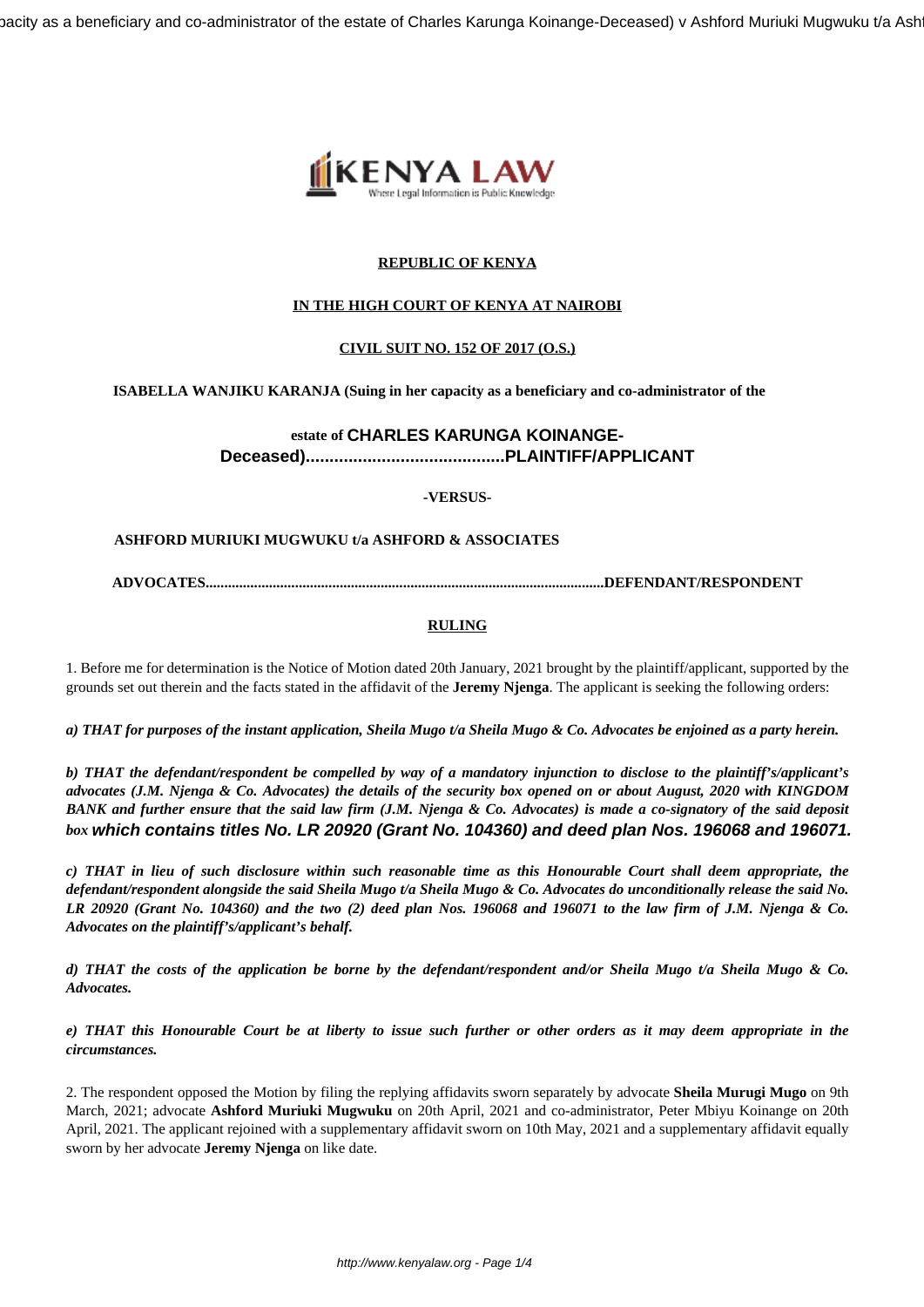**REPUBLIC OF KENYA**

**IN THE HIGH COURT OF KENYA AT NAIROBI**

**CIVIL SUIT NO. 152 OF 2017 (O.S.)**

**ISABELLA WANJIKU KARANJA (Suing in her capacity as a beneficiary and co-administrator of the estate of CHARLES KARUNGA KOINANGE-Deceased)..........................................PLAINTIFF/APPLICANT**

**-VERSUS-**

**ASHFORD MURIUKI MUGWUKU t/a ASHFORD & ASSOCIATES ADVOCATES.........................................................................................................DEFENDANT/RESPONDENT**

**RULING**

1. Before me for determination is the Notice of Motion dated 20th January, 2021 brought by the plaintiff/applicant, supported by the grounds set out therein and the facts stated in the affidavit of the **Jeremy Njenga**. The applicant is seeking the following orders:

***a) THAT for purposes of the instant application, Sheila Mugo t/a Sheila Mugo & Co. Advocates be enjoined as a party herein.***

***b) THAT the defendant/respondent be compelled by way of a mandatory injunction to disclose to the plaintiff's/applicant's advocates (J.M. Njenga & Co. Advocates) the details of the security box opened on or about August, 2020 with KINGDOM BANK and further ensure that the said law firm (J.M. Njenga & Co. Advocates) is made a co-signatory of the said deposit box which contains titles No. LR 20920 (Grant No. 104360) and deed plan Nos. 196068 and 196071.***

***c) THAT in lieu of such disclosure within such reasonable time as this Honourable Court shall deem appropriate, the defendant/respondent alongside the said Sheila Mugo t/a Sheila Mugo & Co. Advocates do unconditionally release the said No. LR 20920 (Grant No. 104360) and the two (2) deed plan Nos. 196068 and 196071 to the law firm of J.M. Njenga & Co. Advocates on the plaintiff's/applicant's behalf.***

***d) THAT the costs of the application be borne by the defendant/respondent and/or Sheila Mugo t/a Sheila Mugo & Co. Advocates.***

***e) THAT this Honourable Court be at liberty to issue such further or other orders as it may deem appropriate in the circumstances.***

2. The respondent opposed the Motion by filing the replying affidavits sworn separately by advocate **Sheila Murugi Mugo** on 9th March, 2021; advocate **Ashford Muriuki Mugwuku** on 20th April, 2021 and co-administrator, Peter Mbiyu Koinange on 20th April, 2021. The applicant rejoined with a supplementary affidavit sworn on 10th May, 2021 and a supplementary affidavit equally sworn by her advocate **Jeremy Njenga** on like date.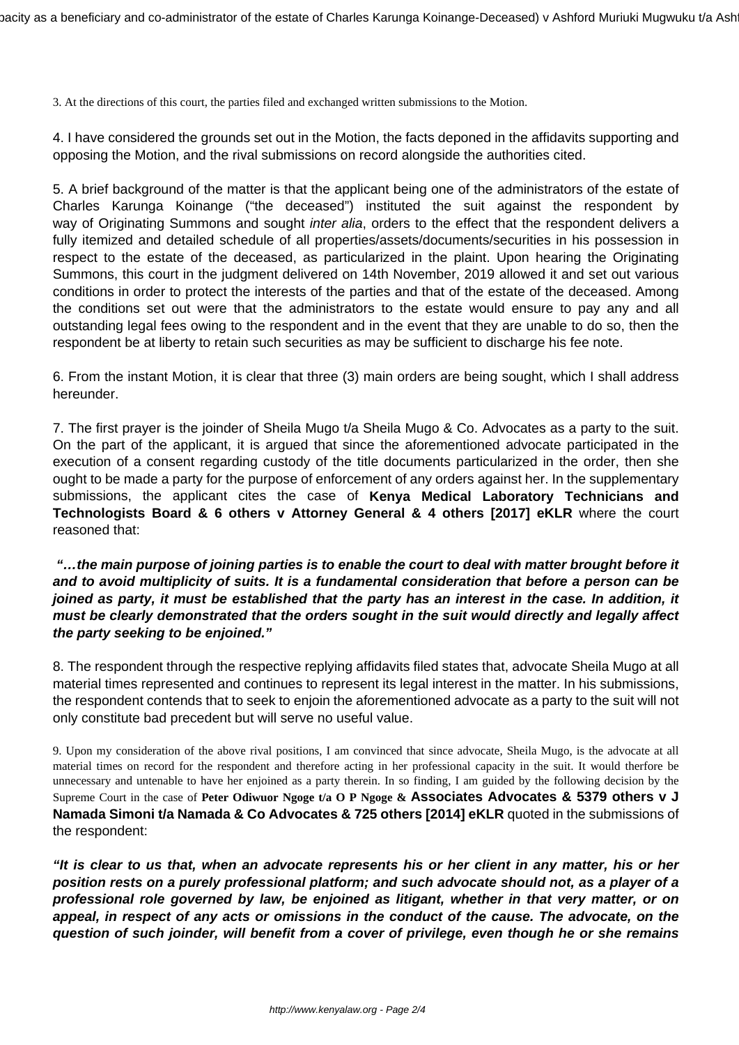3. At the directions of this court, the parties filed and exchanged written submissions to the Motion.

4. I have considered the grounds set out in the Motion, the facts deponed in the affidavits supporting and opposing the Motion, and the rival submissions on record alongside the authorities cited.

5. A brief background of the matter is that the applicant being one of the administrators of the estate of Charles Karunga Koinange ("the deceased") instituted the suit against the respondent by way of Originating Summons and sought *inter alia*, orders to the effect that the respondent delivers a fully itemized and detailed schedule of all properties/assets/documents/securities in his possession in respect to the estate of the deceased, as particularized in the plaint. Upon hearing the Originating Summons, this court in the judgment delivered on 14th November, 2019 allowed it and set out various conditions in order to protect the interests of the parties and that of the estate of the deceased. Among the conditions set out were that the administrators to the estate would ensure to pay any and all outstanding legal fees owing to the respondent and in the event that they are unable to do so, then the respondent be at liberty to retain such securities as may be sufficient to discharge his fee note.

6. From the instant Motion, it is clear that three (3) main orders are being sought, which I shall address hereunder.

7. The first prayer is the joinder of Sheila Mugo t/a Sheila Mugo & Co. Advocates as a party to the suit. On the part of the applicant, it is argued that since the aforementioned advocate participated in the execution of a consent regarding custody of the title documents particularized in the order, then she ought to be made a party for the purpose of enforcement of any orders against her. In the supplementary submissions, the applicant cites the case of **Kenya Medical Laboratory Technicians and Technologists Board & 6 others v Attorney General & 4 others [2017] eKLR** where the court reasoned that:

***"…the main purpose of joining parties is to enable the court to deal with matter brought before it and to avoid multiplicity of suits. It is a fundamental consideration that before a person can be joined as party, it must be established that the party has an interest in the case. In addition, it must be clearly demonstrated that the orders sought in the suit would directly and legally affect the party seeking to be enjoined."***

8. The respondent through the respective replying affidavits filed states that, advocate Sheila Mugo at all material times represented and continues to represent its legal interest in the matter. In his submissions, the respondent contends that to seek to enjoin the aforementioned advocate as a party to the suit will not only constitute bad precedent but will serve no useful value.

9. Upon my consideration of the above rival positions, I am convinced that since advocate, Sheila Mugo, is the advocate at all material times on record for the respondent and therefore acting in her professional capacity in the suit. It would therfore be unnecessary and untenable to have her enjoined as a party therein. In so finding, I am guided by the following decision by the Supreme Court in the case of **Peter Odiwuor Ngoge t/a O P Ngoge & Associates Advocates & 5379 others v J Namada Simoni t/a Namada & Co Advocates & 725 others [2014] eKLR** quoted in the submissions of the respondent:

***"It is clear to us that, when an advocate represents his or her client in any matter, his or her position rests on a purely professional platform; and such advocate should not, as a player of a professional role governed by law, be enjoined as litigant, whether in that very matter, or on appeal, in respect of any acts or omissions in the conduct of the cause. The advocate, on the question of such joinder, will benefit from a cover of privilege, even though he or she remains***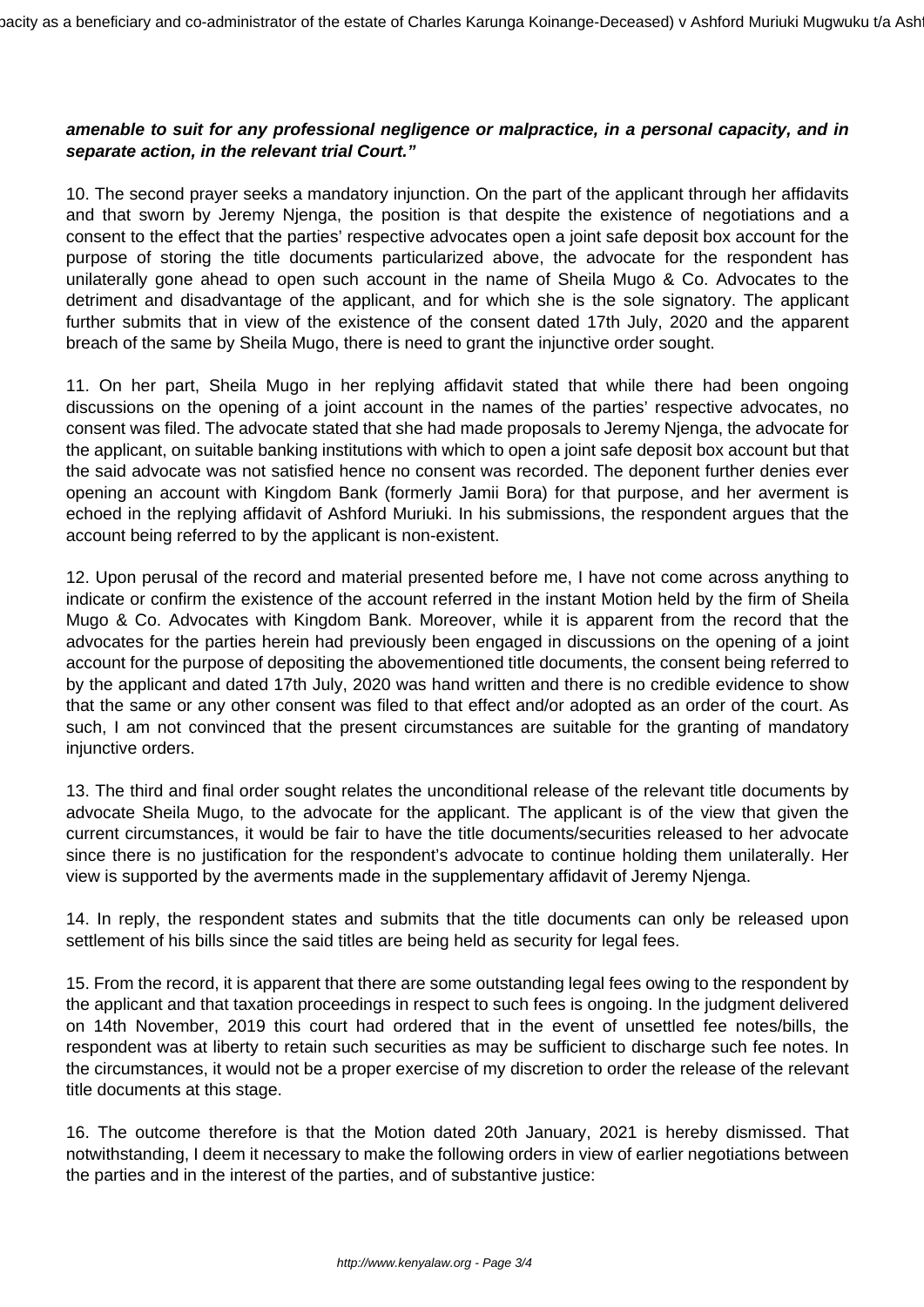**amenable to suit for any professional negligence or malpractice, in a personal capacity, and in separate action, in the relevant trial Court."**

10. The second prayer seeks a mandatory injunction. On the part of the applicant through her affidavits and that sworn by Jeremy Njenga, the position is that despite the existence of negotiations and a consent to the effect that the parties' respective advocates open a joint safe deposit box account for the purpose of storing the title documents particularized above, the advocate for the respondent has unilaterally gone ahead to open such account in the name of Sheila Mugo & Co. Advocates to the detriment and disadvantage of the applicant, and for which she is the sole signatory. The applicant further submits that in view of the existence of the consent dated 17th July, 2020 and the apparent breach of the same by Sheila Mugo, there is need to grant the injunctive order sought.

11. On her part, Sheila Mugo in her replying affidavit stated that while there had been ongoing discussions on the opening of a joint account in the names of the parties' respective advocates, no consent was filed. The advocate stated that she had made proposals to Jeremy Njenga, the advocate for the applicant, on suitable banking institutions with which to open a joint safe deposit box account but that the said advocate was not satisfied hence no consent was recorded. The deponent further denies ever opening an account with Kingdom Bank (formerly Jamii Bora) for that purpose, and her averment is echoed in the replying affidavit of Ashford Muriuki. In his submissions, the respondent argues that the account being referred to by the applicant is non-existent.

12. Upon perusal of the record and material presented before me, I have not come across anything to indicate or confirm the existence of the account referred in the instant Motion held by the firm of Sheila Mugo & Co. Advocates with Kingdom Bank. Moreover, while it is apparent from the record that the advocates for the parties herein had previously been engaged in discussions on the opening of a joint account for the purpose of depositing the abovementioned title documents, the consent being referred to by the applicant and dated 17th July, 2020 was hand written and there is no credible evidence to show that the same or any other consent was filed to that effect and/or adopted as an order of the court. As such, I am not convinced that the present circumstances are suitable for the granting of mandatory injunctive orders.

13. The third and final order sought relates the unconditional release of the relevant title documents by advocate Sheila Mugo, to the advocate for the applicant. The applicant is of the view that given the current circumstances, it would be fair to have the title documents/securities released to her advocate since there is no justification for the respondent's advocate to continue holding them unilaterally. Her view is supported by the averments made in the supplementary affidavit of Jeremy Njenga.

14. In reply, the respondent states and submits that the title documents can only be released upon settlement of his bills since the said titles are being held as security for legal fees.

15. From the record, it is apparent that there are some outstanding legal fees owing to the respondent by the applicant and that taxation proceedings in respect to such fees is ongoing. In the judgment delivered on 14th November, 2019 this court had ordered that in the event of unsettled fee notes/bills, the respondent was at liberty to retain such securities as may be sufficient to discharge such fee notes. In the circumstances, it would not be a proper exercise of my discretion to order the release of the relevant title documents at this stage.

16. The outcome therefore is that the Motion dated 20th January, 2021 is hereby dismissed. That notwithstanding, I deem it necessary to make the following orders in view of earlier negotiations between the parties and in the interest of the parties, and of substantive justice: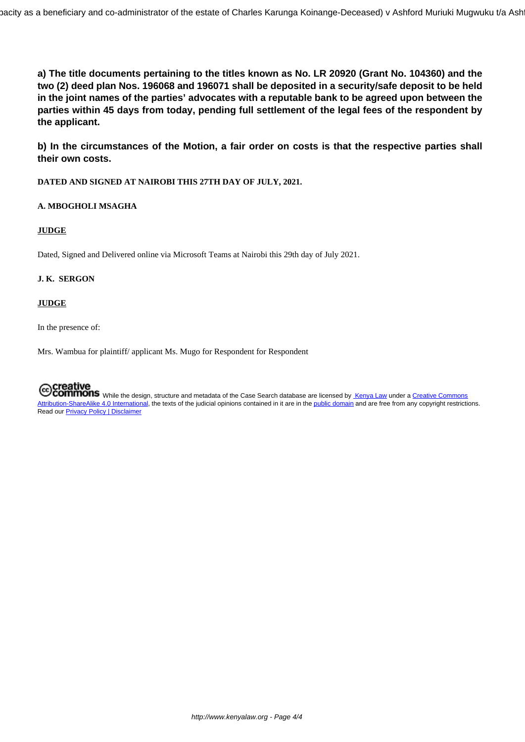**a) The title documents pertaining to the titles known as No. LR 20920 (Grant No. 104360) and the two (2) deed plan Nos. 196068 and 196071 shall be deposited in a security/safe deposit to be held in the joint names of the parties' advocates with a reputable bank to be agreed upon between the parties within 45 days from today, pending full settlement of the legal fees of the respondent by the applicant.**

**b) In the circumstances of the Motion, a fair order on costs is that the respective parties shall their own costs.**

**DATED AND SIGNED AT NAIROBI THIS 27TH DAY OF JULY, 2021.**

**A. MBOGHOLI MSAGHA**

**JUDGE**

Dated, Signed and Delivered online via Microsoft Teams at Nairobi this 29th day of July 2021.

**J. K. SERGON**

**JUDGE**

In the presence of:

Mrs. Wambua for plaintiff/ applicant Ms. Mugo for Respondent for Respondent

While the design, structure and metadata of the Case Search database are licensed by Kenya Law under a Creative Commons Attribution-ShareAlike 4.0 International, the texts of the judicial opinions contained in it are in the public domain and are free from any copyright restrictions. Read our Privacy Policy | Disclaimer